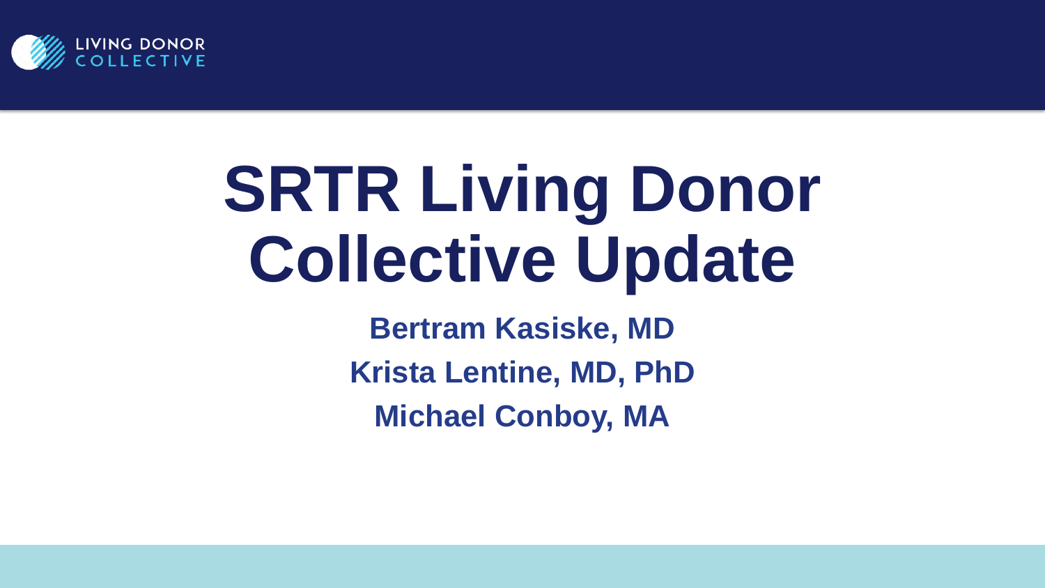LIVING DONOR COLLECTIVE

# SRTR Living Donor Collective Update

**Bertram Kasiske, MD**

**Krista Lentine, MD, PhD**

**Michael Conboy, MA**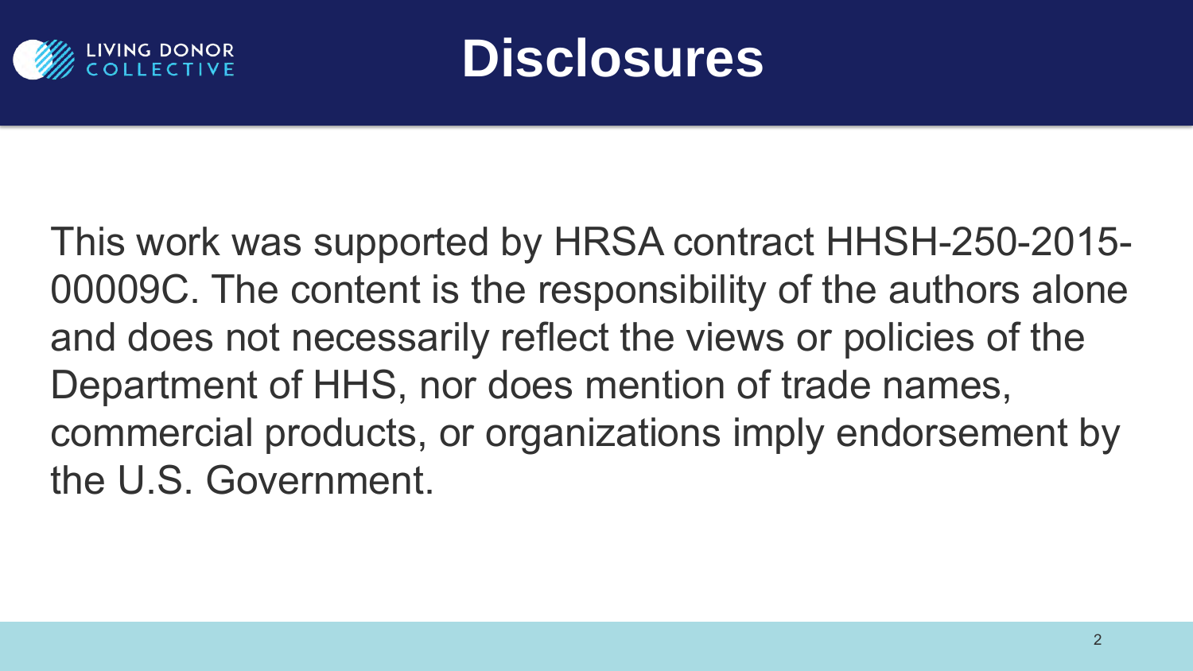# Disclosures

This work was supported by HRSA contract HHSH-250-2015-00009C. The content is the responsibility of the authors alone and does not necessarily reflect the views or policies of the Department of HHS, nor does mention of trade names, commercial products, or organizations imply endorsement by the U.S. Government.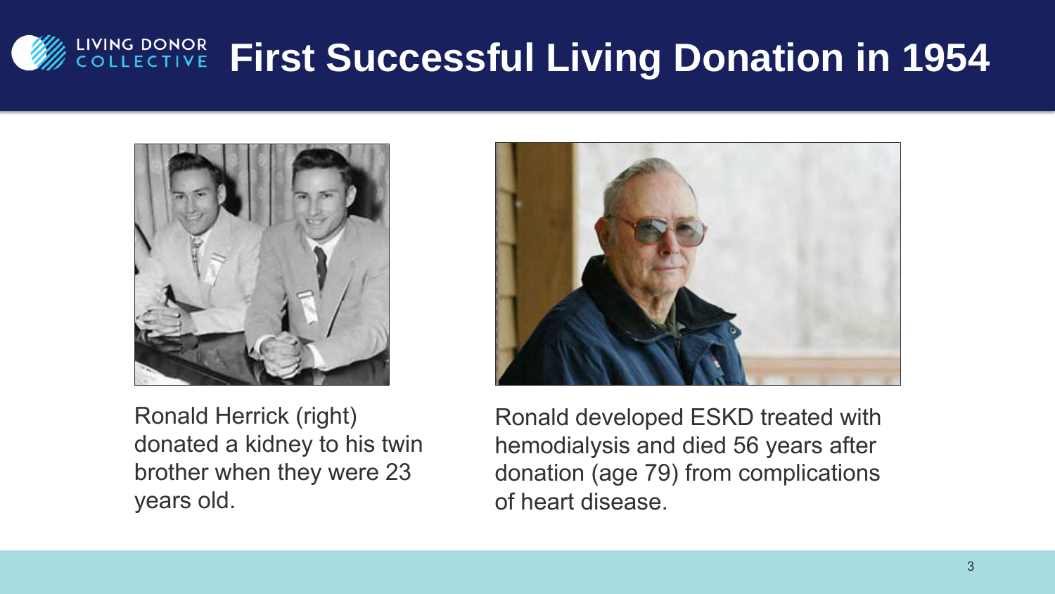# First Successful Living Donation in 1954

Ronald Herrick (right) donated a kidney to his twin brother when they were 23 years old.

Ronald developed ESKD treated with hemodialysis and died 56 years after donation (age 79) from complications of heart disease.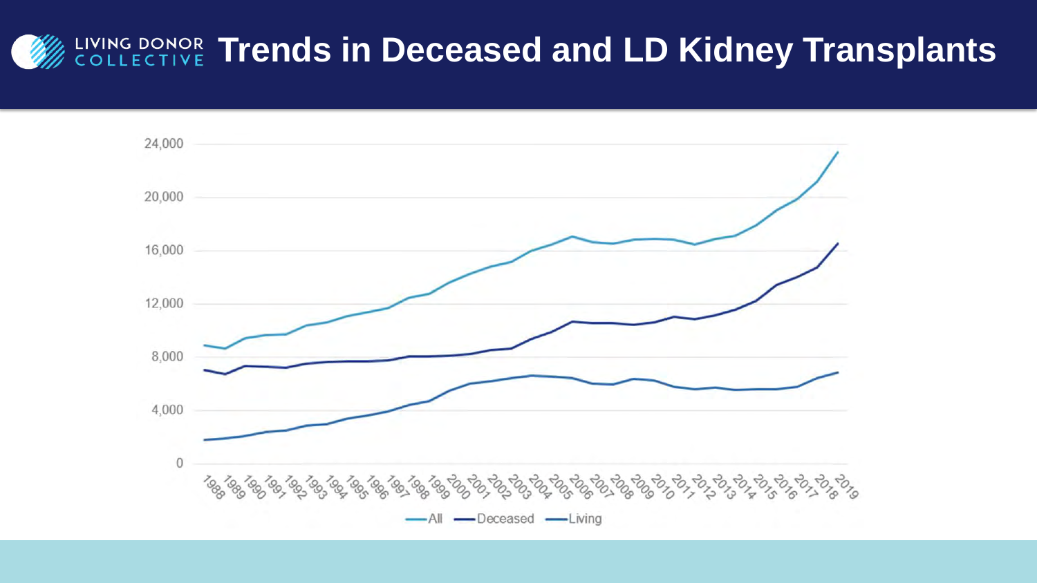# Trends in Deceased and LD Kidney Transplants

24,000
20,000
16,000
12,000
8,000
4,000
0

1988 1989 1990 1991 1992 1993 1994 1995 1996 1997 1998 1999 2000 2001 2002 2003 2004 2005 2006 2007 2008 2009 2010 2011 2012 2013 2014 2015 2016 2017 2018 2019

All — Deceased — Living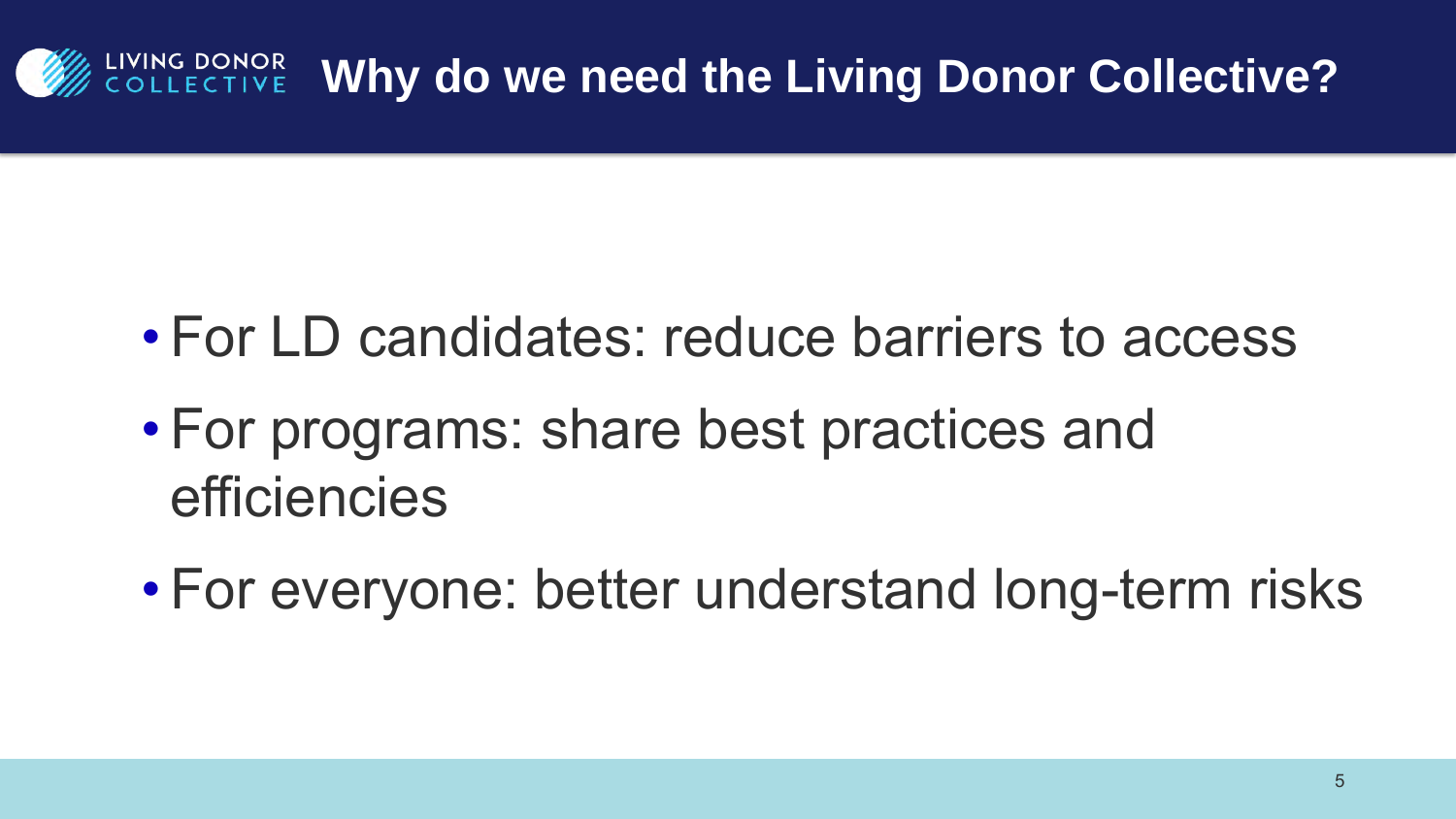# Why do we need the Living Donor Collective?

- For LD candidates: reduce barriers to access
- For programs: share best practices and efficiencies
- For everyone: better understand long-term risks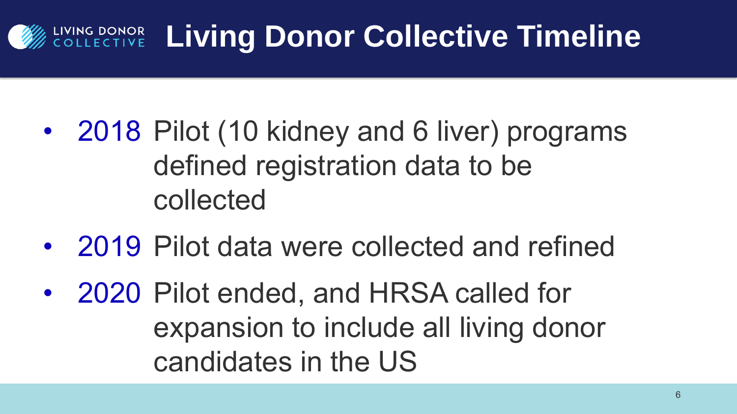# Living Donor Collective Timeline

- **2018** Pilot (10 kidney and 6 liver) programs defined registration data to be collected
- **2019** Pilot data were collected and refined
- **2020** Pilot ended, and HRSA called for expansion to include all living donor candidates in the US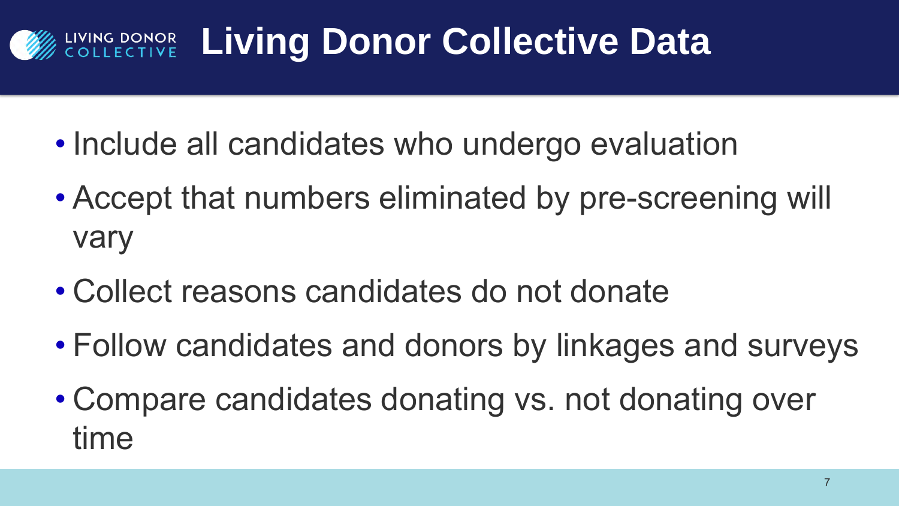# Living Donor Collective Data

- Include all candidates who undergo evaluation
- Accept that numbers eliminated by pre-screening will vary
- Collect reasons candidates do not donate
- Follow candidates and donors by linkages and surveys
- Compare candidates donating vs. not donating over time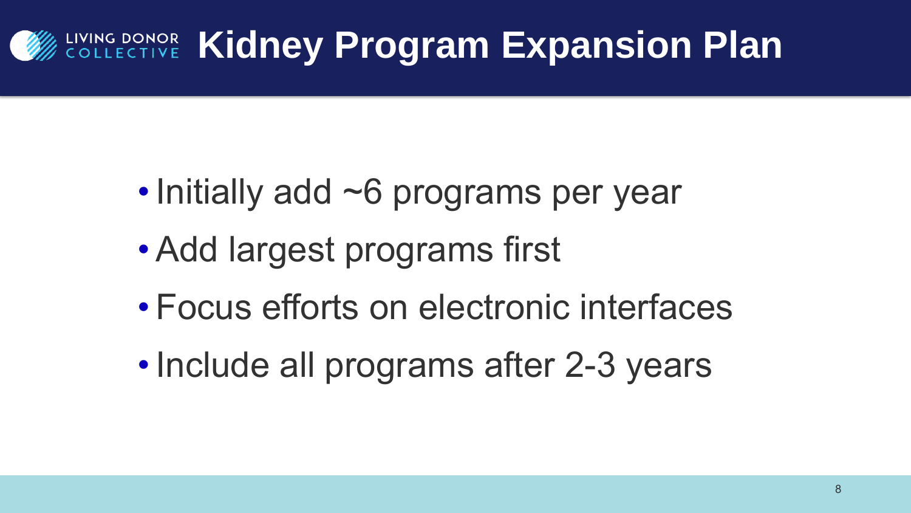# Kidney Program Expansion Plan

- Initially add ~6 programs per year
- Add largest programs first
- Focus efforts on electronic interfaces
- Include all programs after 2-3 years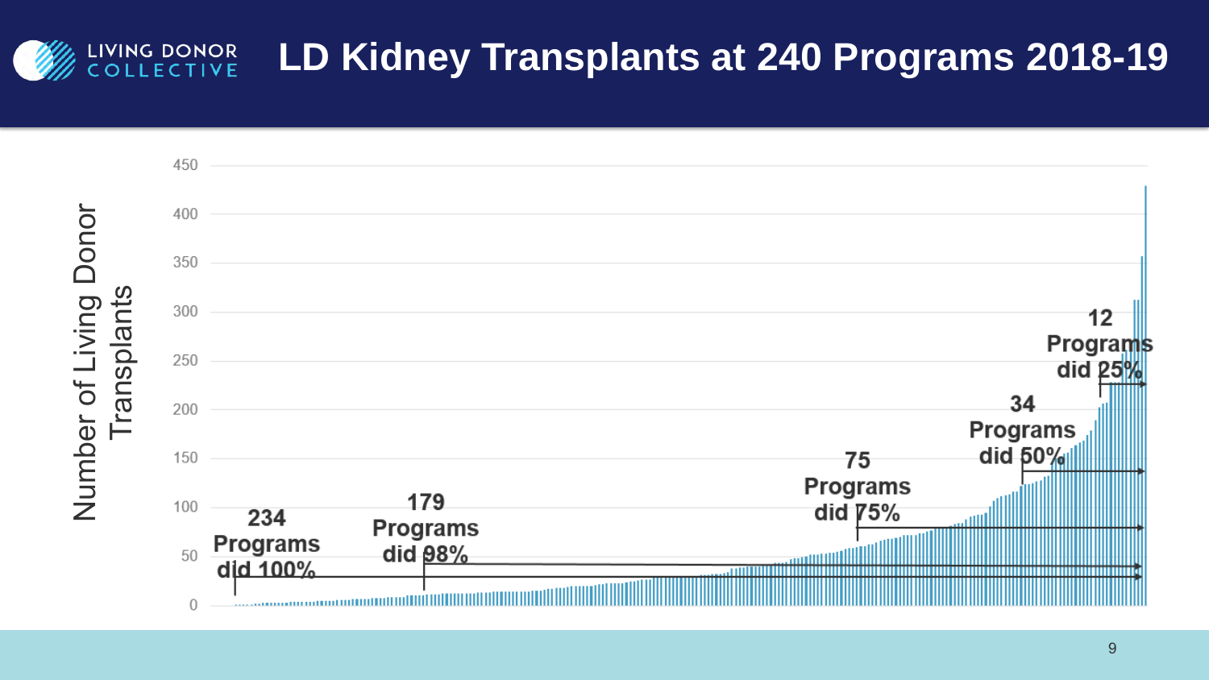# LD Kidney Transplants at 240 Programs 2018-19

Number of Living Donor Transplants

234 Programs did 100%

179 Programs did 98%

75 Programs did 75%

34 Programs did 50%

12 Programs did 25%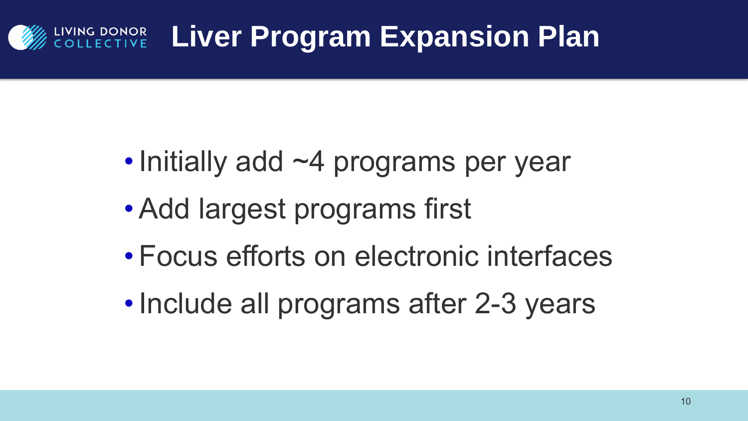# Liver Program Expansion Plan

- Initially add ~4 programs per year
- Add largest programs first
- Focus efforts on electronic interfaces
- Include all programs after 2-3 years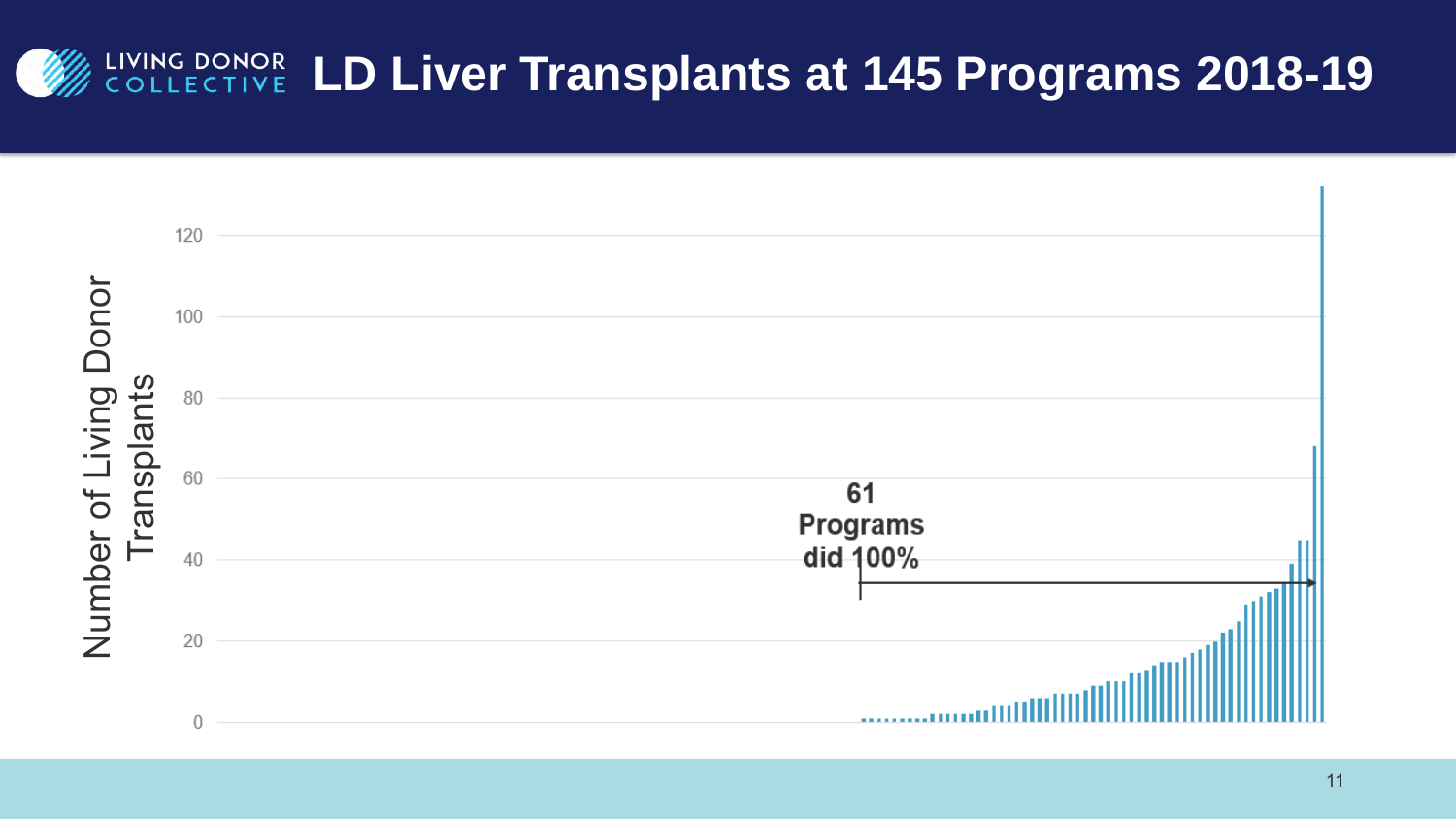# LD Liver Transplants at 145 Programs 2018-19

Number of Living Donor Transplants

61 Programs did 100%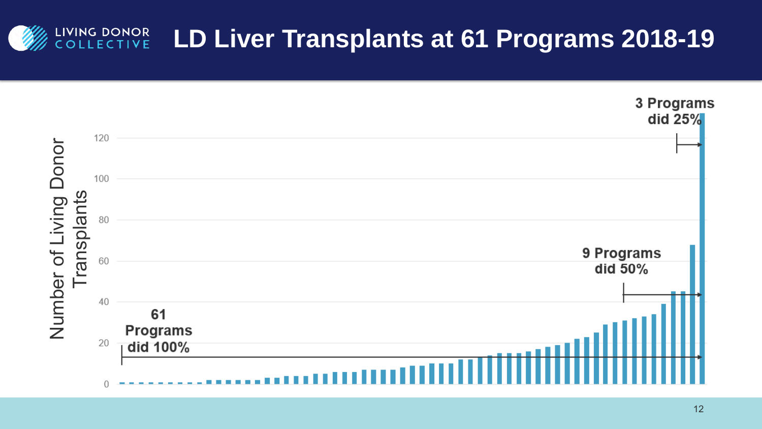# LD Liver Transplants at 61 Programs 2018-19

Number of Living Donor Transplants

120
100
80
60
40
20
0

**3 Programs did 25%**

**9 Programs did 50%**

**61 Programs did 100%**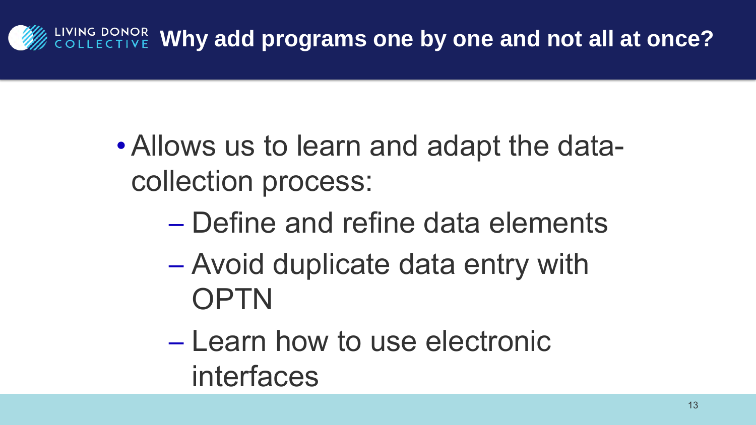# Why add programs one by one and not all at once?

- Allows us to learn and adapt the data-collection process:
  - Define and refine data elements
  - Avoid duplicate data entry with OPTN
  - Learn how to use electronic interfaces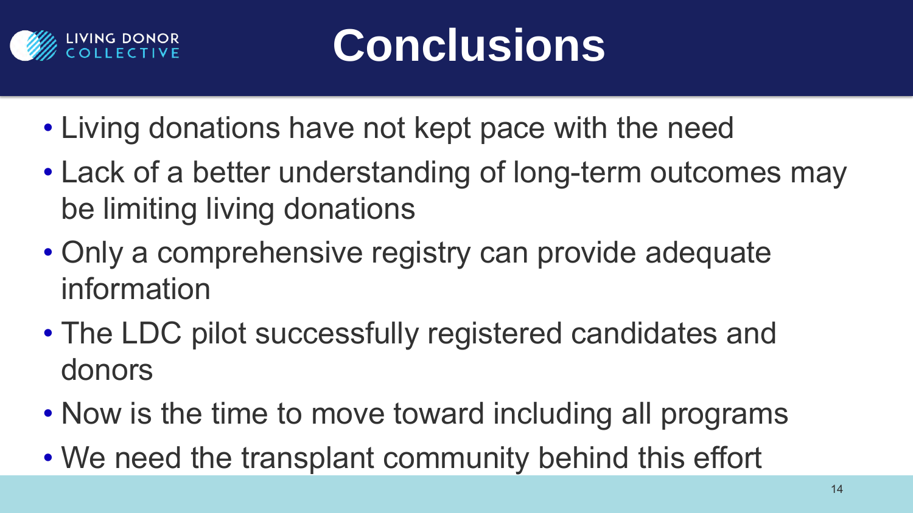# Conclusions

- Living donations have not kept pace with the need
- Lack of a better understanding of long-term outcomes may be limiting living donations
- Only a comprehensive registry can provide adequate information
- The LDC pilot successfully registered candidates and donors
- Now is the time to move toward including all programs
- We need the transplant community behind this effort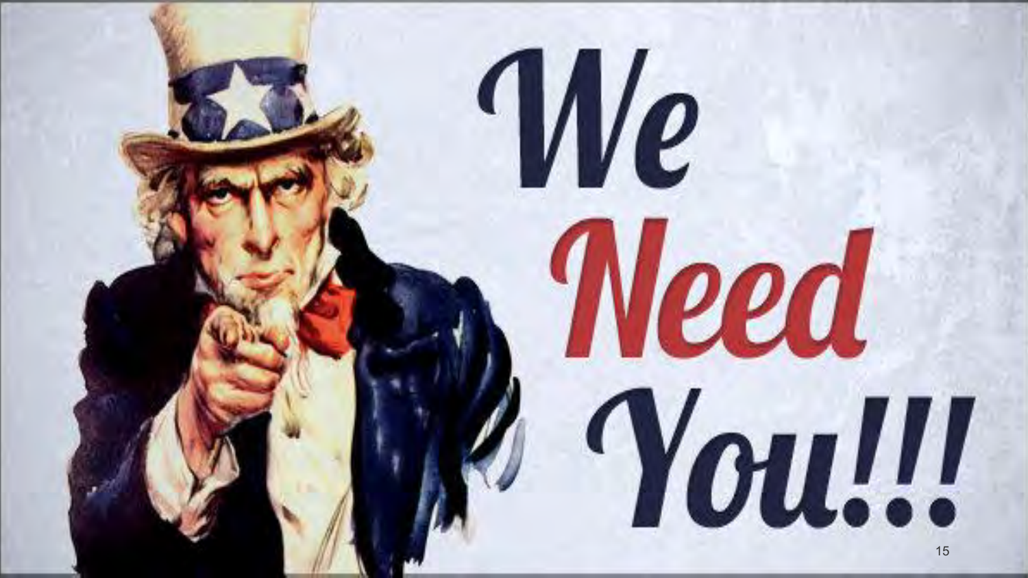# We Need You!!!